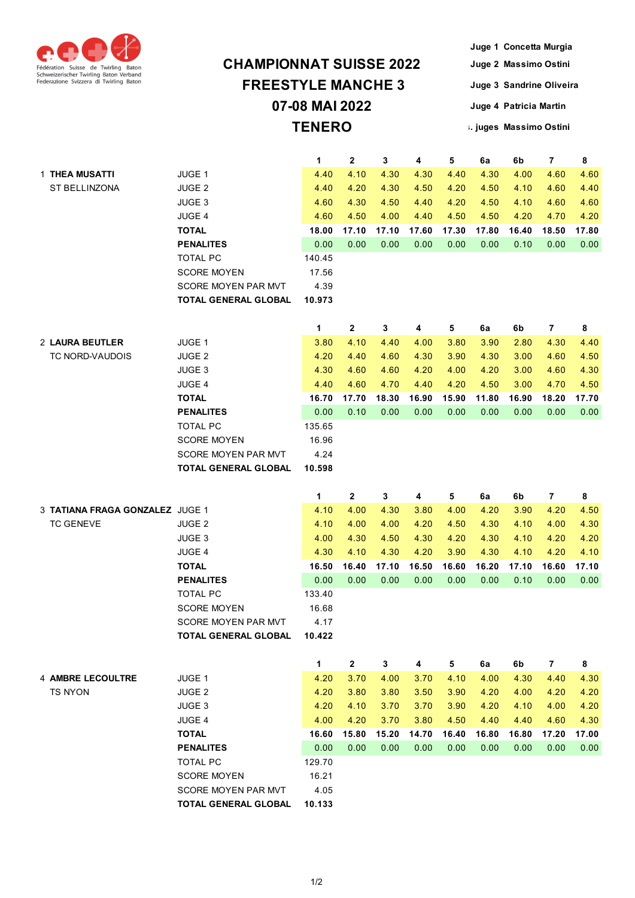Fédération Suisse de Twirling Baton
Schweizerischer Twirling Baton Verband
Federazione Svizzera di Twirling Baton

# CHAMPIONNAT SUISSE 2022
# FREESTYLE MANCHE 3
# 07-08 MAI 2022
# TENERO

Juge 1 Concetta Murgia
Juge 2 Massimo Ostini
Juge 3 Sandrine Oliveira
Juge 4 Patricia Martin
Resp. juges Massimo Ostini

| | | | 1 | 2 | 3 | 4 | 5 | 6a | 6b | 7 | 8 |
|---|---|---|---|---|---|---|---|---|---|---|---|
| 1 | **THEA MUSATTI** | JUGE 1 | 4.40 | 4.10 | 4.30 | 4.30 | 4.40 | 4.30 | 4.00 | 4.60 | 4.60 |
| | ST BELLINZONA | JUGE 2 | 4.40 | 4.20 | 4.30 | 4.50 | 4.20 | 4.50 | 4.10 | 4.60 | 4.40 |
| | | JUGE 3 | 4.60 | 4.30 | 4.50 | 4.40 | 4.20 | 4.50 | 4.10 | 4.60 | 4.60 |
| | | JUGE 4 | 4.60 | 4.50 | 4.00 | 4.40 | 4.50 | 4.50 | 4.20 | 4.70 | 4.20 |
| | | **TOTAL** | **18.00** | **17.10** | **17.10** | **17.60** | **17.30** | **17.80** | **16.40** | **18.50** | **17.80** |
| | | **PENALITES** | 0.00 | 0.00 | 0.00 | 0.00 | 0.00 | 0.00 | 0.10 | 0.00 | 0.00 |
| | | TOTAL PC | 140.45 | | | | | | | | |
| | | SCORE MOYEN | 17.56 | | | | | | | | |
| | | SCORE MOYEN PAR MVT | 4.39 | | | | | | | | |
| | | **TOTAL GENERAL GLOBAL** | **10.973** | | | | | | | | |

| | | | 1 | 2 | 3 | 4 | 5 | 6a | 6b | 7 | 8 |
|---|---|---|---|---|---|---|---|---|---|---|---|
| 2 | **LAURA BEUTLER** | JUGE 1 | 3.80 | 4.10 | 4.40 | 4.00 | 3.80 | 3.90 | 2.80 | 4.30 | 4.40 |
| | TC NORD-VAUDOIS | JUGE 2 | 4.20 | 4.40 | 4.60 | 4.30 | 3.90 | 4.30 | 3.00 | 4.60 | 4.50 |
| | | JUGE 3 | 4.30 | 4.60 | 4.60 | 4.20 | 4.00 | 4.20 | 3.00 | 4.60 | 4.30 |
| | | JUGE 4 | 4.40 | 4.60 | 4.70 | 4.40 | 4.20 | 4.50 | 3.00 | 4.70 | 4.50 |
| | | **TOTAL** | **16.70** | **17.70** | **18.30** | **16.90** | **15.90** | **11.80** | **16.90** | **18.20** | **17.70** |
| | | **PENALITES** | 0.00 | 0.10 | 0.00 | 0.00 | 0.00 | 0.00 | 0.00 | 0.00 | 0.00 |
| | | TOTAL PC | 135.65 | | | | | | | | |
| | | SCORE MOYEN | 16.96 | | | | | | | | |
| | | SCORE MOYEN PAR MVT | 4.24 | | | | | | | | |
| | | **TOTAL GENERAL GLOBAL** | **10.598** | | | | | | | | |

| | | | 1 | 2 | 3 | 4 | 5 | 6a | 6b | 7 | 8 |
|---|---|---|---|---|---|---|---|---|---|---|---|
| 3 | **TATIANA FRAGA GONZALEZ** | JUGE 1 | 4.10 | 4.00 | 4.30 | 3.80 | 4.00 | 4.20 | 3.90 | 4.20 | 4.50 |
| | TC GENEVE | JUGE 2 | 4.10 | 4.00 | 4.00 | 4.20 | 4.50 | 4.30 | 4.10 | 4.00 | 4.30 |
| | | JUGE 3 | 4.00 | 4.30 | 4.50 | 4.30 | 4.20 | 4.30 | 4.10 | 4.20 | 4.20 |
| | | JUGE 4 | 4.30 | 4.10 | 4.30 | 4.20 | 3.90 | 4.30 | 4.10 | 4.20 | 4.10 |
| | | **TOTAL** | **16.50** | **16.40** | **17.10** | **16.50** | **16.60** | **16.20** | **17.10** | **16.60** | **17.10** |
| | | **PENALITES** | 0.00 | 0.00 | 0.00 | 0.00 | 0.00 | 0.00 | 0.10 | 0.00 | 0.00 |
| | | TOTAL PC | 133.40 | | | | | | | | |
| | | SCORE MOYEN | 16.68 | | | | | | | | |
| | | SCORE MOYEN PAR MVT | 4.17 | | | | | | | | |
| | | **TOTAL GENERAL GLOBAL** | **10.422** | | | | | | | | |

| | | | 1 | 2 | 3 | 4 | 5 | 6a | 6b | 7 | 8 |
|---|---|---|---|---|---|---|---|---|---|---|---|
| 4 | **AMBRE LECOULTRE** | JUGE 1 | 4.20 | 3.70 | 4.00 | 3.70 | 4.10 | 4.00 | 4.30 | 4.40 | 4.30 |
| | TS NYON | JUGE 2 | 4.20 | 3.80 | 3.80 | 3.50 | 3.90 | 4.20 | 4.00 | 4.20 | 4.20 |
| | | JUGE 3 | 4.20 | 4.10 | 3.70 | 3.70 | 3.90 | 4.20 | 4.10 | 4.00 | 4.20 |
| | | JUGE 4 | 4.00 | 4.20 | 3.70 | 3.80 | 4.50 | 4.40 | 4.40 | 4.60 | 4.30 |
| | | **TOTAL** | **16.60** | **15.80** | **15.20** | **14.70** | **16.40** | **16.80** | **16.80** | **17.20** | **17.00** |
| | | **PENALITES** | 0.00 | 0.00 | 0.00 | 0.00 | 0.00 | 0.00 | 0.00 | 0.00 | 0.00 |
| | | TOTAL PC | 129.70 | | | | | | | | |
| | | SCORE MOYEN | 16.21 | | | | | | | | |
| | | SCORE MOYEN PAR MVT | 4.05 | | | | | | | | |
| | | **TOTAL GENERAL GLOBAL** | **10.133** | | | | | | | | |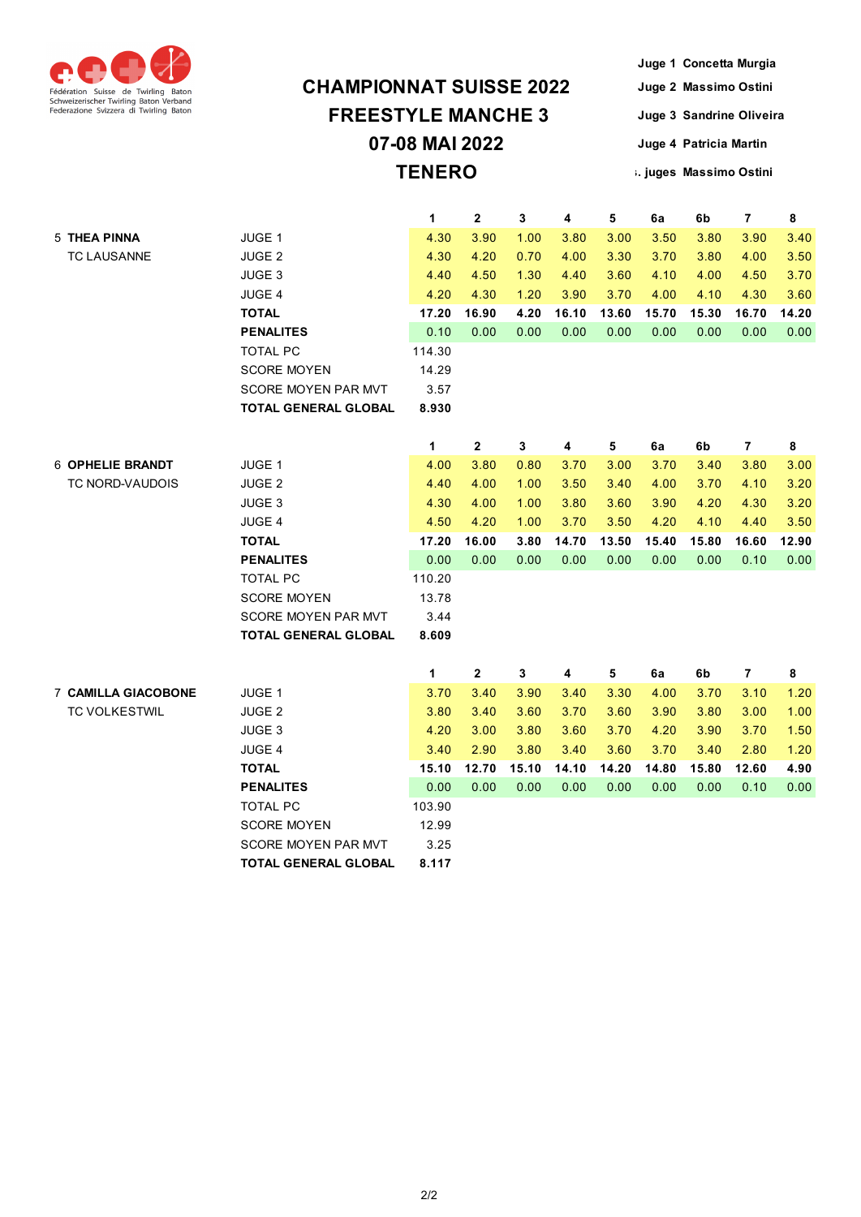Fédération Suisse de Twirling Baton
Schweizerischer Twirling Baton Verband
Federazione Svizzera di Twirling Baton

# CHAMPIONNAT SUISSE 2022
## FREESTYLE MANCHE 3
## 07-08 MAI 2022
## TENERO

**Juge 1** **Concetta Murgia**
**Juge 2** **Massimo Ostini**
**Juge 3** **Sandrine Oliveira**
**Juge 4** **Patricia Martin**
**. juges** **Massimo Ostini**

| | | 1 | 2 | 3 | 4 | 5 | 6a | 6b | 7 | 8 |
|---|---|---|---|---|---|---|---|---|---|---|
| 5 **THEA PINNA** | JUGE 1 | 4.30 | 3.90 | 1.00 | 3.80 | 3.00 | 3.50 | 3.80 | 3.90 | 3.40 |
| TC LAUSANNE | JUGE 2 | 4.30 | 4.20 | 0.70 | 4.00 | 3.30 | 3.70 | 3.80 | 4.00 | 3.50 |
| | JUGE 3 | 4.40 | 4.50 | 1.30 | 4.40 | 3.60 | 4.10 | 4.00 | 4.50 | 3.70 |
| | JUGE 4 | 4.20 | 4.30 | 1.20 | 3.90 | 3.70 | 4.00 | 4.10 | 4.30 | 3.60 |
| | **TOTAL** | **17.20** | **16.90** | **4.20** | **16.10** | **13.60** | **15.70** | **15.30** | **16.70** | **14.20** |
| | **PENALITES** | 0.10 | 0.00 | 0.00 | 0.00 | 0.00 | 0.00 | 0.00 | 0.00 | 0.00 |
| | TOTAL PC | 114.30 | | | | | | | | |
| | SCORE MOYEN | 14.29 | | | | | | | | |
| | SCORE MOYEN PAR MVT | 3.57 | | | | | | | | |
| | **TOTAL GENERAL GLOBAL** | **8.930** | | | | | | | | |

| | | 1 | 2 | 3 | 4 | 5 | 6a | 6b | 7 | 8 |
|---|---|---|---|---|---|---|---|---|---|---|
| 6 **OPHELIE BRANDT** | JUGE 1 | 4.00 | 3.80 | 0.80 | 3.70 | 3.00 | 3.70 | 3.40 | 3.80 | 3.00 |
| TC NORD-VAUDOIS | JUGE 2 | 4.40 | 4.00 | 1.00 | 3.50 | 3.40 | 4.00 | 3.70 | 4.10 | 3.20 |
| | JUGE 3 | 4.30 | 4.00 | 1.00 | 3.80 | 3.60 | 3.90 | 4.20 | 4.30 | 3.20 |
| | JUGE 4 | 4.50 | 4.20 | 1.00 | 3.70 | 3.50 | 4.20 | 4.10 | 4.40 | 3.50 |
| | **TOTAL** | **17.20** | **16.00** | **3.80** | **14.70** | **13.50** | **15.40** | **15.80** | **16.60** | **12.90** |
| | **PENALITES** | 0.00 | 0.00 | 0.00 | 0.00 | 0.00 | 0.00 | 0.00 | 0.10 | 0.00 |
| | TOTAL PC | 110.20 | | | | | | | | |
| | SCORE MOYEN | 13.78 | | | | | | | | |
| | SCORE MOYEN PAR MVT | 3.44 | | | | | | | | |
| | **TOTAL GENERAL GLOBAL** | **8.609** | | | | | | | | |

| | | 1 | 2 | 3 | 4 | 5 | 6a | 6b | 7 | 8 |
|---|---|---|---|---|---|---|---|---|---|---|
| 7 **CAMILLA GIACOBONE** | JUGE 1 | 3.70 | 3.40 | 3.90 | 3.40 | 3.30 | 4.00 | 3.70 | 3.10 | 1.20 |
| TC VOLKESTWIL | JUGE 2 | 3.80 | 3.40 | 3.60 | 3.70 | 3.60 | 3.90 | 3.80 | 3.00 | 1.00 |
| | JUGE 3 | 4.20 | 3.00 | 3.80 | 3.60 | 3.70 | 4.20 | 3.90 | 3.70 | 1.50 |
| | JUGE 4 | 3.40 | 2.90 | 3.80 | 3.40 | 3.60 | 3.70 | 3.40 | 2.80 | 1.20 |
| | **TOTAL** | **15.10** | **12.70** | **15.10** | **14.10** | **14.20** | **14.80** | **15.80** | **12.60** | **4.90** |
| | **PENALITES** | 0.00 | 0.00 | 0.00 | 0.00 | 0.00 | 0.00 | 0.00 | 0.10 | 0.00 |
| | TOTAL PC | 103.90 | | | | | | | | |
| | SCORE MOYEN | 12.99 | | | | | | | | |
| | SCORE MOYEN PAR MVT | 3.25 | | | | | | | | |
| | **TOTAL GENERAL GLOBAL** | **8.117** | | | | | | | | |